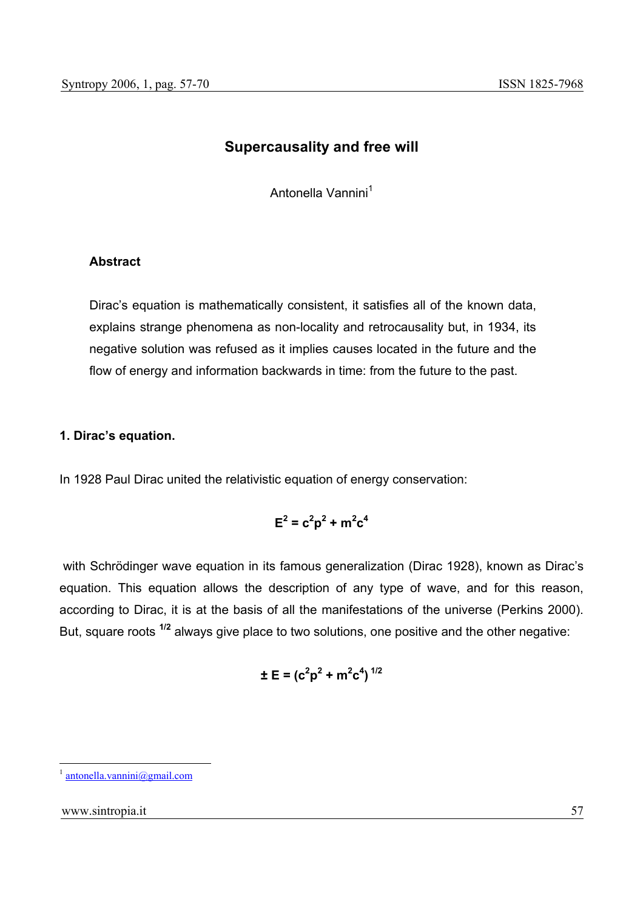# Supercausality and free will

Antonella Vannini[1]

### Abstract

Dirac's equation is mathematically consistent, it satisfies all of the known data, explains strange phenomena as non-locality and retrocausality but, in 1934, its negative solution was refused as it implies causes located in the future and the flow of energy and information backwards in time: from the future to the past.

## 1. Dirac's equation.

In 1928 Paul Dirac united the relativistic equation of energy conservation:

$$E^2 = c^2p^2 + m^2c^4$$

with Schrödinger wave equation in its famous generalization (Dirac 1928), known as Dirac's equation. This equation allows the description of any type of wave, and for this reason, according to Dirac, it is at the basis of all the manifestations of the universe (Perkins 2000). But, square roots $^{1/2}$ always give place to two solutions, one positive and the other negative:

$$\pm E = (c^2p^2 + m^2c^4)^{1/2}$$

[1] antonella.vannini@gmail.com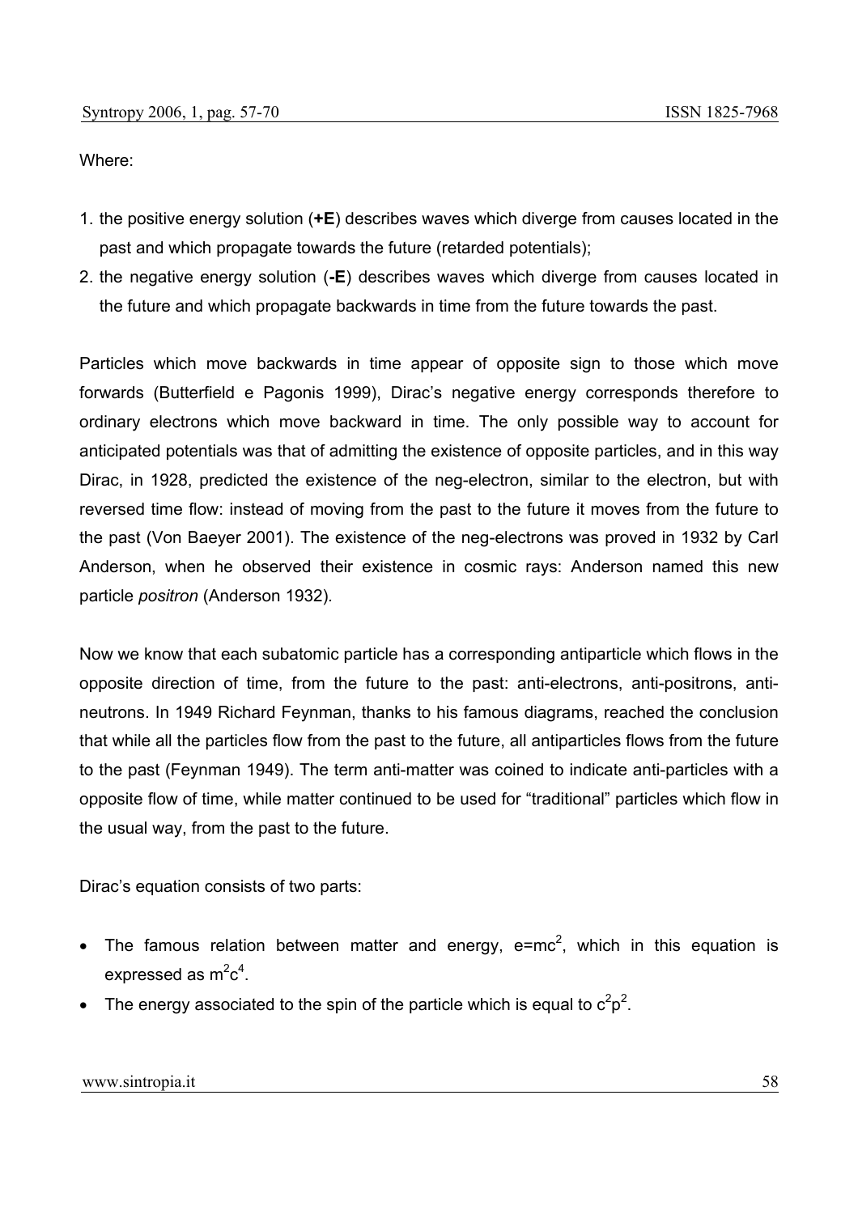Where:

1. the positive energy solution (**+E**) describes waves which diverge from causes located in the past and which propagate towards the future (retarded potentials);
2. the negative energy solution (**-E**) describes waves which diverge from causes located in the future and which propagate backwards in time from the future towards the past.

Particles which move backwards in time appear of opposite sign to those which move forwards (Butterfield e Pagonis 1999), Dirac's negative energy corresponds therefore to ordinary electrons which move backward in time. The only possible way to account for anticipated potentials was that of admitting the existence of opposite particles, and in this way Dirac, in 1928, predicted the existence of the neg-electron, similar to the electron, but with reversed time flow: instead of moving from the past to the future it moves from the future to the past (Von Baeyer 2001). The existence of the neg-electrons was proved in 1932 by Carl Anderson, when he observed their existence in cosmic rays: Anderson named this new particle *positron* (Anderson 1932).

Now we know that each subatomic particle has a corresponding antiparticle which flows in the opposite direction of time, from the future to the past: anti-electrons, anti-positrons, anti-neutrons. In 1949 Richard Feynman, thanks to his famous diagrams, reached the conclusion that while all the particles flow from the past to the future, all antiparticles flows from the future to the past (Feynman 1949). The term anti-matter was coined to indicate anti-particles with a opposite flow of time, while matter continued to be used for "traditional" particles which flow in the usual way, from the past to the future.

Dirac's equation consists of two parts:

- The famous relation between matter and energy, $e=mc^2$, which in this equation is expressed as $m^2c^4$.
- The energy associated to the spin of the particle which is equal to $c^2p^2$.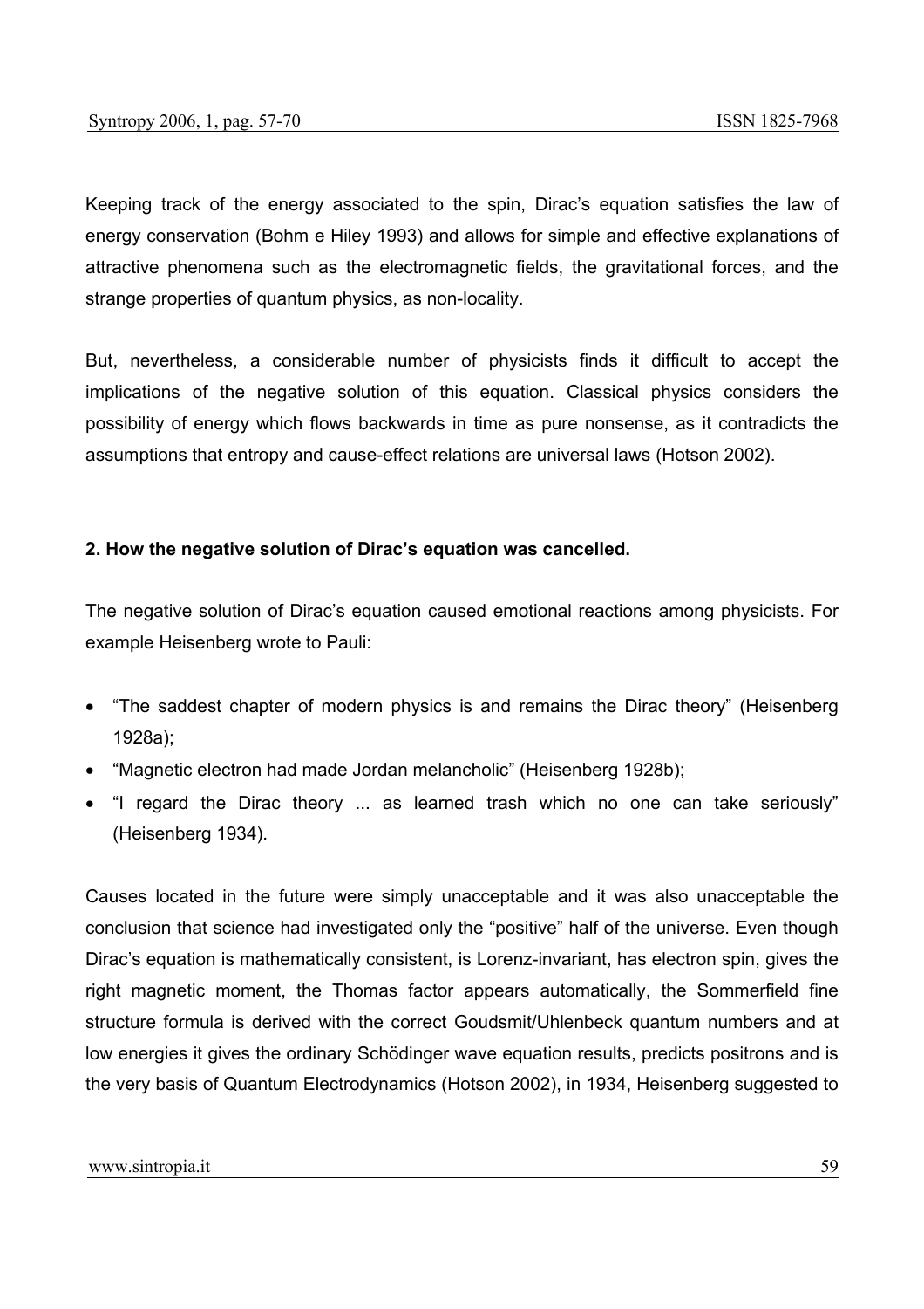Keeping track of the energy associated to the spin, Dirac's equation satisfies the law of energy conservation (Bohm e Hiley 1993) and allows for simple and effective explanations of attractive phenomena such as the electromagnetic fields, the gravitational forces, and the strange properties of quantum physics, as non-locality.

But, nevertheless, a considerable number of physicists finds it difficult to accept the implications of the negative solution of this equation. Classical physics considers the possibility of energy which flows backwards in time as pure nonsense, as it contradicts the assumptions that entropy and cause-effect relations are universal laws (Hotson 2002).

## 2. How the negative solution of Dirac's equation was cancelled.

The negative solution of Dirac's equation caused emotional reactions among physicists. For example Heisenberg wrote to Pauli:

- "The saddest chapter of modern physics is and remains the Dirac theory" (Heisenberg 1928a);
- "Magnetic electron had made Jordan melancholic" (Heisenberg 1928b);
- "I regard the Dirac theory ... as learned trash which no one can take seriously" (Heisenberg 1934).

Causes located in the future were simply unacceptable and it was also unacceptable the conclusion that science had investigated only the "positive" half of the universe. Even though Dirac's equation is mathematically consistent, is Lorenz-invariant, has electron spin, gives the right magnetic moment, the Thomas factor appears automatically, the Sommerfield fine structure formula is derived with the correct Goudsmit/Uhlenbeck quantum numbers and at low energies it gives the ordinary Schödinger wave equation results, predicts positrons and is the very basis of Quantum Electrodynamics (Hotson 2002), in 1934, Heisenberg suggested to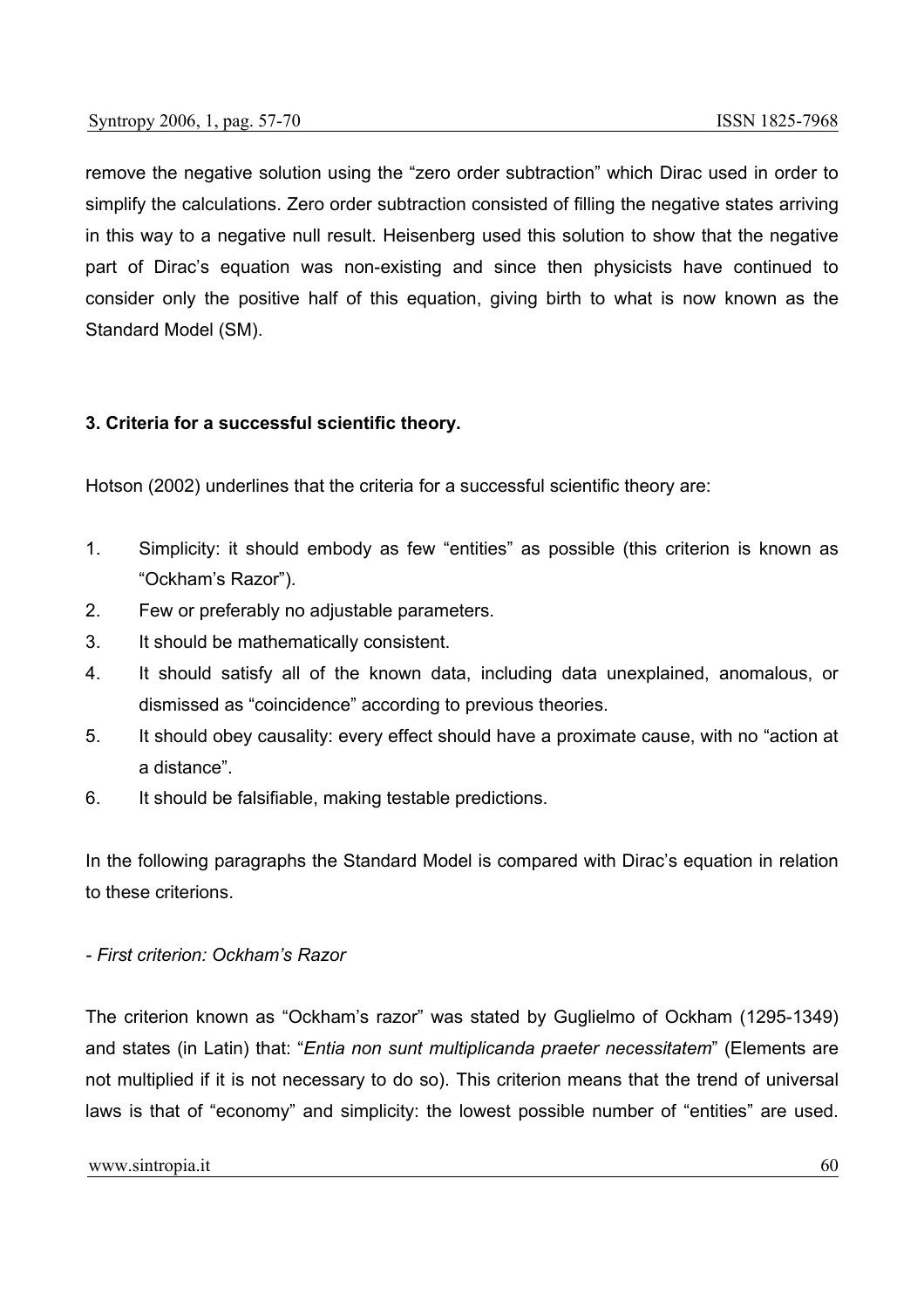remove the negative solution using the "zero order subtraction" which Dirac used in order to simplify the calculations. Zero order subtraction consisted of filling the negative states arriving in this way to a negative null result. Heisenberg used this solution to show that the negative part of Dirac's equation was non-existing and since then physicists have continued to consider only the positive half of this equation, giving birth to what is now known as the Standard Model (SM).

### 3. Criteria for a successful scientific theory.

Hotson (2002) underlines that the criteria for a successful scientific theory are:

1. Simplicity: it should embody as few "entities" as possible (this criterion is known as "Ockham's Razor").
2. Few or preferably no adjustable parameters.
3. It should be mathematically consistent.
4. It should satisfy all of the known data, including data unexplained, anomalous, or dismissed as "coincidence" according to previous theories.
5. It should obey causality: every effect should have a proximate cause, with no "action at a distance".
6. It should be falsifiable, making testable predictions.

In the following paragraphs the Standard Model is compared with Dirac's equation in relation to these criterions.

*- First criterion: Ockham's Razor*

The criterion known as "Ockham's razor" was stated by Guglielmo of Ockham (1295-1349) and states (in Latin) that: "*Entia non sunt multiplicanda praeter necessitatem*" (Elements are not multiplied if it is not necessary to do so). This criterion means that the trend of universal laws is that of "economy" and simplicity: the lowest possible number of "entities" are used.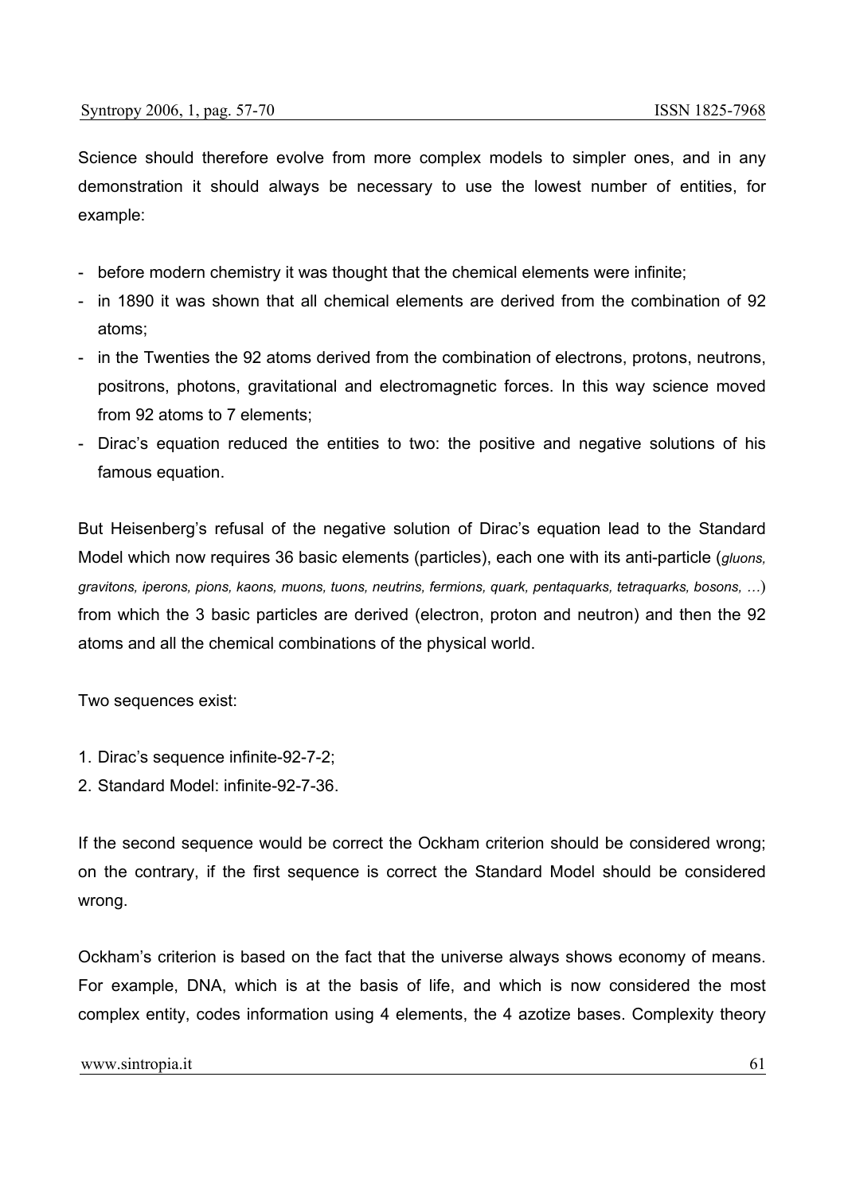Science should therefore evolve from more complex models to simpler ones, and in any demonstration it should always be necessary to use the lowest number of entities, for example:

- before modern chemistry it was thought that the chemical elements were infinite;
- in 1890 it was shown that all chemical elements are derived from the combination of 92 atoms;
- in the Twenties the 92 atoms derived from the combination of electrons, protons, neutrons, positrons, photons, gravitational and electromagnetic forces. In this way science moved from 92 atoms to 7 elements;
- Dirac's equation reduced the entities to two: the positive and negative solutions of his famous equation.

But Heisenberg's refusal of the negative solution of Dirac's equation lead to the Standard Model which now requires 36 basic elements (particles), each one with its anti-particle (*gluons, gravitons, iperons, pions, kaons, muons, tuons, neutrins, fermions, quark, pentaquarks, tetraquarks, bosons, …*) from which the 3 basic particles are derived (electron, proton and neutron) and then the 92 atoms and all the chemical combinations of the physical world.

Two sequences exist:

1. Dirac's sequence infinite-92-7-2;
2. Standard Model: infinite-92-7-36.

If the second sequence would be correct the Ockham criterion should be considered wrong; on the contrary, if the first sequence is correct the Standard Model should be considered wrong.

Ockham's criterion is based on the fact that the universe always shows economy of means. For example, DNA, which is at the basis of life, and which is now considered the most complex entity, codes information using 4 elements, the 4 azotize bases. Complexity theory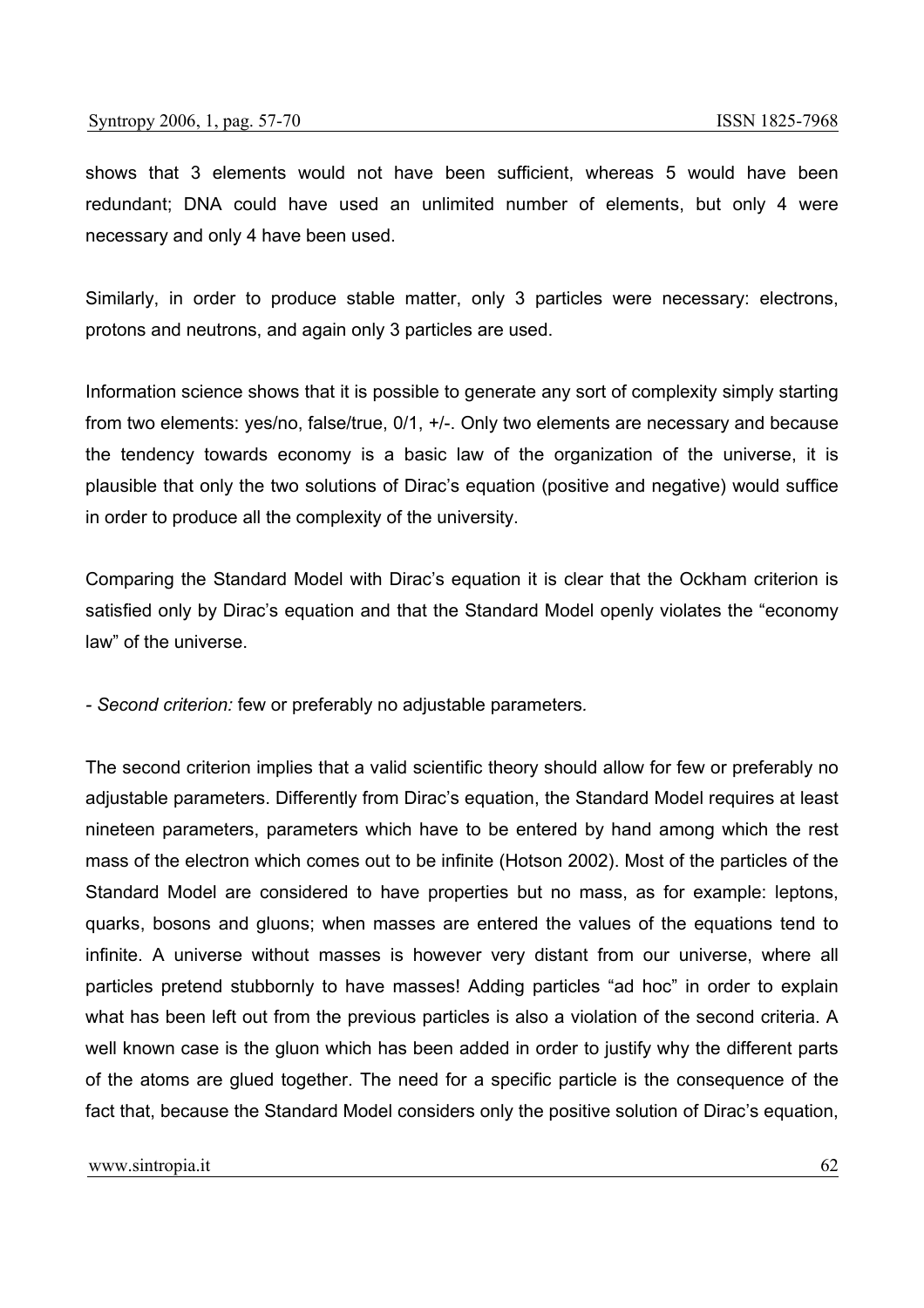shows that 3 elements would not have been sufficient, whereas 5 would have been redundant; DNA could have used an unlimited number of elements, but only 4 were necessary and only 4 have been used.

Similarly, in order to produce stable matter, only 3 particles were necessary: electrons, protons and neutrons, and again only 3 particles are used.

Information science shows that it is possible to generate any sort of complexity simply starting from two elements: yes/no, false/true, 0/1, +/-. Only two elements are necessary and because the tendency towards economy is a basic law of the organization of the universe, it is plausible that only the two solutions of Dirac's equation (positive and negative) would suffice in order to produce all the complexity of the university.

Comparing the Standard Model with Dirac's equation it is clear that the Ockham criterion is satisfied only by Dirac's equation and that the Standard Model openly violates the "economy law" of the universe.

- *Second criterion:* few or preferably no adjustable parameters.

The second criterion implies that a valid scientific theory should allow for few or preferably no adjustable parameters. Differently from Dirac's equation, the Standard Model requires at least nineteen parameters, parameters which have to be entered by hand among which the rest mass of the electron which comes out to be infinite (Hotson 2002). Most of the particles of the Standard Model are considered to have properties but no mass, as for example: leptons, quarks, bosons and gluons; when masses are entered the values of the equations tend to infinite. A universe without masses is however very distant from our universe, where all particles pretend stubbornly to have masses! Adding particles "ad hoc" in order to explain what has been left out from the previous particles is also a violation of the second criteria. A well known case is the gluon which has been added in order to justify why the different parts of the atoms are glued together. The need for a specific particle is the consequence of the fact that, because the Standard Model considers only the positive solution of Dirac's equation,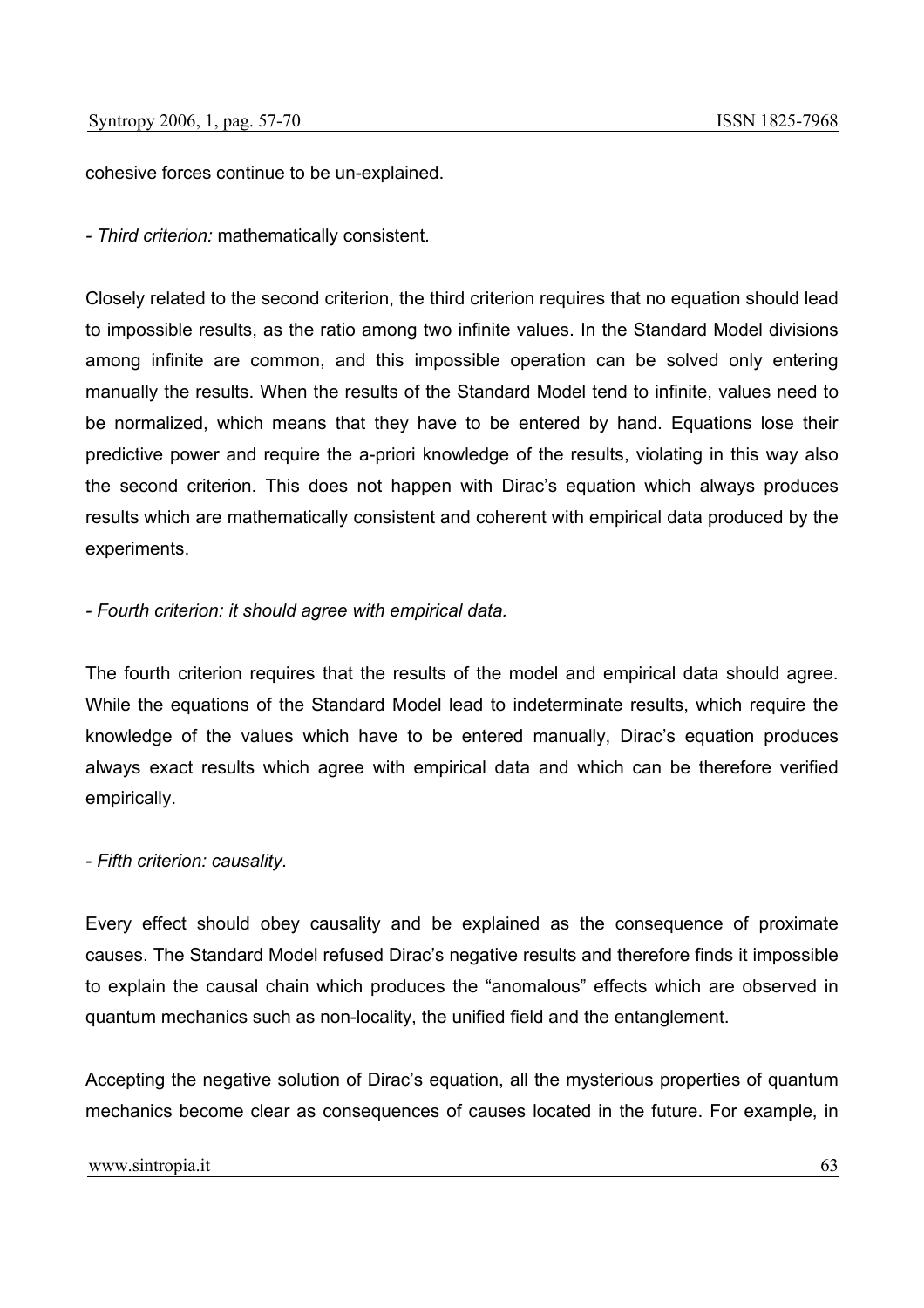cohesive forces continue to be un-explained.

- *Third criterion:* mathematically consistent.

Closely related to the second criterion, the third criterion requires that no equation should lead to impossible results, as the ratio among two infinite values. In the Standard Model divisions among infinite are common, and this impossible operation can be solved only entering manually the results. When the results of the Standard Model tend to infinite, values need to be normalized, which means that they have to be entered by hand. Equations lose their predictive power and require the a-priori knowledge of the results, violating in this way also the second criterion. This does not happen with Dirac's equation which always produces results which are mathematically consistent and coherent with empirical data produced by the experiments.

- *Fourth criterion: it should agree with empirical data.*

The fourth criterion requires that the results of the model and empirical data should agree. While the equations of the Standard Model lead to indeterminate results, which require the knowledge of the values which have to be entered manually, Dirac's equation produces always exact results which agree with empirical data and which can be therefore verified empirically.

- *Fifth criterion: causality.*

Every effect should obey causality and be explained as the consequence of proximate causes. The Standard Model refused Dirac's negative results and therefore finds it impossible to explain the causal chain which produces the "anomalous" effects which are observed in quantum mechanics such as non-locality, the unified field and the entanglement.

Accepting the negative solution of Dirac's equation, all the mysterious properties of quantum mechanics become clear as consequences of causes located in the future. For example, in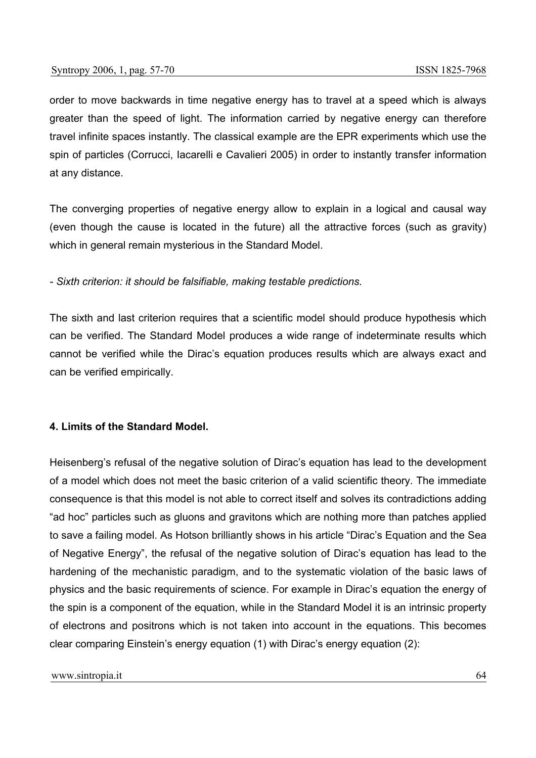order to move backwards in time negative energy has to travel at a speed which is always greater than the speed of light. The information carried by negative energy can therefore travel infinite spaces instantly. The classical example are the EPR experiments which use the spin of particles (Corrucci, Iacarelli e Cavalieri 2005) in order to instantly transfer information at any distance.

The converging properties of negative energy allow to explain in a logical and causal way (even though the cause is located in the future) all the attractive forces (such as gravity) which in general remain mysterious in the Standard Model.

- *Sixth criterion: it should be falsifiable, making testable predictions.*

The sixth and last criterion requires that a scientific model should produce hypothesis which can be verified. The Standard Model produces a wide range of indeterminate results which cannot be verified while the Dirac's equation produces results which are always exact and can be verified empirically.

**4. Limits of the Standard Model.**

Heisenberg's refusal of the negative solution of Dirac's equation has lead to the development of a model which does not meet the basic criterion of a valid scientific theory. The immediate consequence is that this model is not able to correct itself and solves its contradictions adding "ad hoc" particles such as gluons and gravitons which are nothing more than patches applied to save a failing model. As Hotson brilliantly shows in his article "Dirac's Equation and the Sea of Negative Energy", the refusal of the negative solution of Dirac's equation has lead to the hardening of the mechanistic paradigm, and to the systematic violation of the basic laws of physics and the basic requirements of science. For example in Dirac's equation the energy of the spin is a component of the equation, while in the Standard Model it is an intrinsic property of electrons and positrons which is not taken into account in the equations. This becomes clear comparing Einstein's energy equation (1) with Dirac's energy equation (2):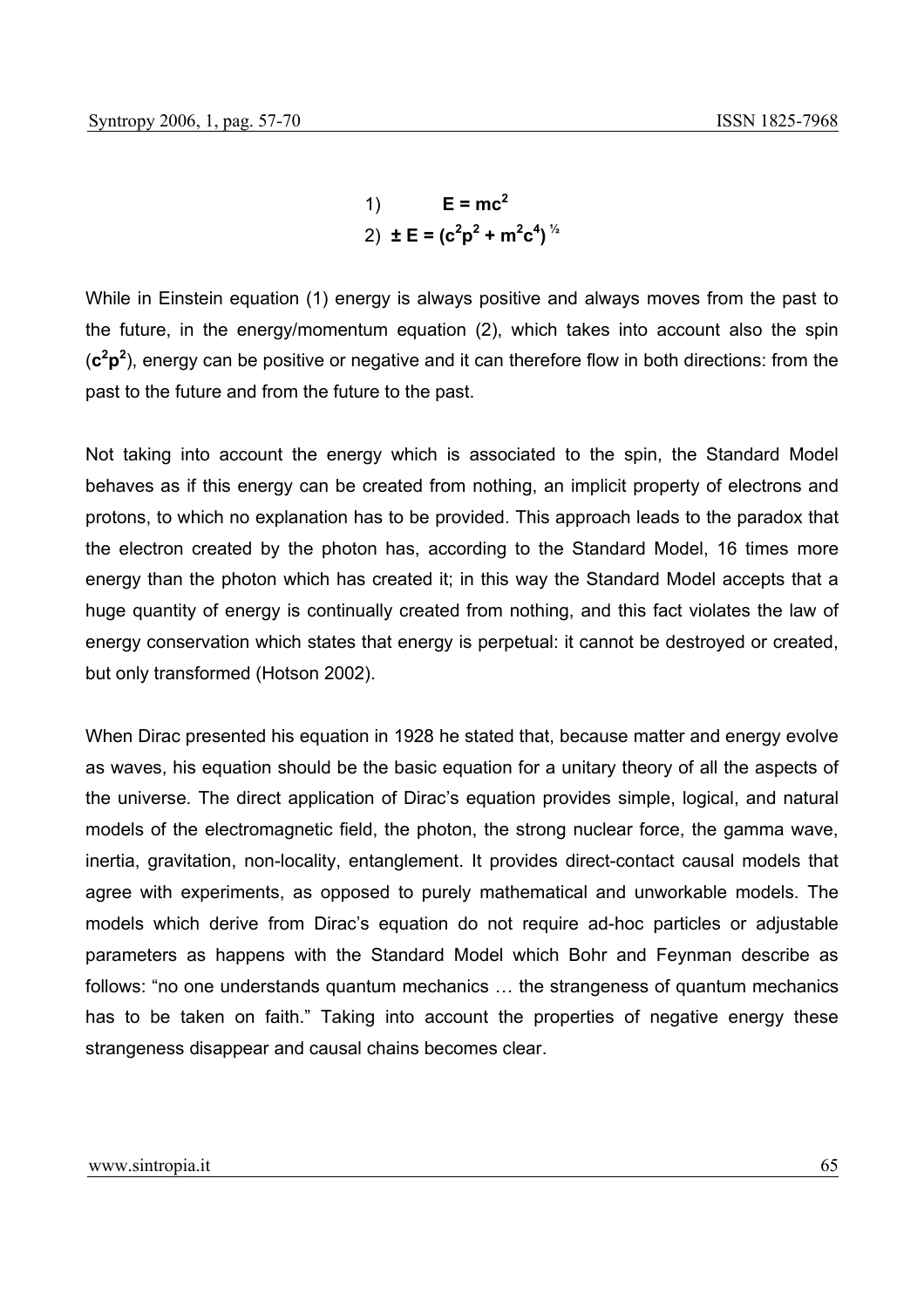$$1) \qquad \mathbf{E = mc^2}$$

$$2) \quad \mathbf{\pm E = (c^2p^2 + m^2c^4)^{½}}$$

While in Einstein equation (1) energy is always positive and always moves from the past to the future, in the energy/momentum equation (2), which takes into account also the spin ($\mathbf{c^2p^2}$), energy can be positive or negative and it can therefore flow in both directions: from the past to the future and from the future to the past.

Not taking into account the energy which is associated to the spin, the Standard Model behaves as if this energy can be created from nothing, an implicit property of electrons and protons, to which no explanation has to be provided. This approach leads to the paradox that the electron created by the photon has, according to the Standard Model, 16 times more energy than the photon which has created it; in this way the Standard Model accepts that a huge quantity of energy is continually created from nothing, and this fact violates the law of energy conservation which states that energy is perpetual: it cannot be destroyed or created, but only transformed (Hotson 2002).

When Dirac presented his equation in 1928 he stated that, because matter and energy evolve as waves, his equation should be the basic equation for a unitary theory of all the aspects of the universe. The direct application of Dirac's equation provides simple, logical, and natural models of the electromagnetic field, the photon, the strong nuclear force, the gamma wave, inertia, gravitation, non-locality, entanglement. It provides direct-contact causal models that agree with experiments, as opposed to purely mathematical and unworkable models. The models which derive from Dirac's equation do not require ad-hoc particles or adjustable parameters as happens with the Standard Model which Bohr and Feynman describe as follows: "no one understands quantum mechanics … the strangeness of quantum mechanics has to be taken on faith." Taking into account the properties of negative energy these strangeness disappear and causal chains becomes clear.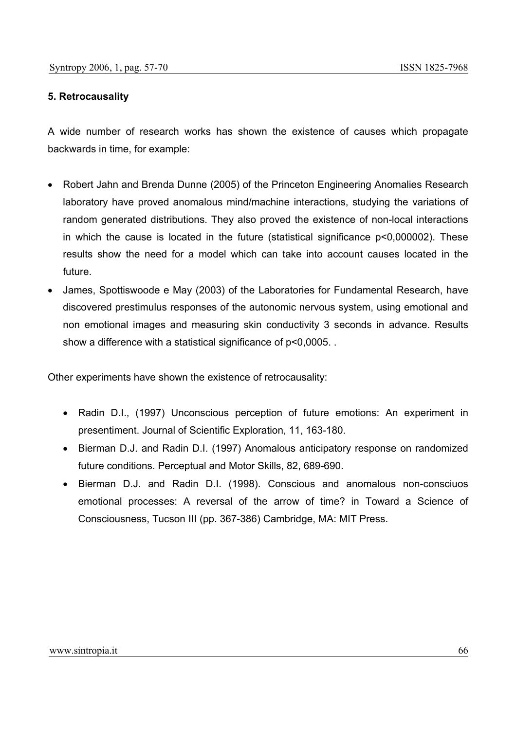#### 5. Retrocausality

A wide number of research works has shown the existence of causes which propagate backwards in time, for example:

- Robert Jahn and Brenda Dunne (2005) of the Princeton Engineering Anomalies Research laboratory have proved anomalous mind/machine interactions, studying the variations of random generated distributions. They also proved the existence of non-local interactions in which the cause is located in the future (statistical significance $p<0,000002$). These results show the need for a model which can take into account causes located in the future.
- James, Spottiswoode e May (2003) of the Laboratories for Fundamental Research, have discovered prestimulus responses of the autonomic nervous system, using emotional and non emotional images and measuring skin conductivity 3 seconds in advance. Results show a difference with a statistical significance of $p<0,0005$. .

Other experiments have shown the existence of retrocausality:

- Radin D.I., (1997) Unconscious perception of future emotions: An experiment in presentiment. Journal of Scientific Exploration, 11, 163-180.
- Bierman D.J. and Radin D.I. (1997) Anomalous anticipatory response on randomized future conditions. Perceptual and Motor Skills, 82, 689-690.
- Bierman D.J. and Radin D.I. (1998). Conscious and anomalous non-consciuos emotional processes: A reversal of the arrow of time? in Toward a Science of Consciousness, Tucson III (pp. 367-386) Cambridge, MA: MIT Press.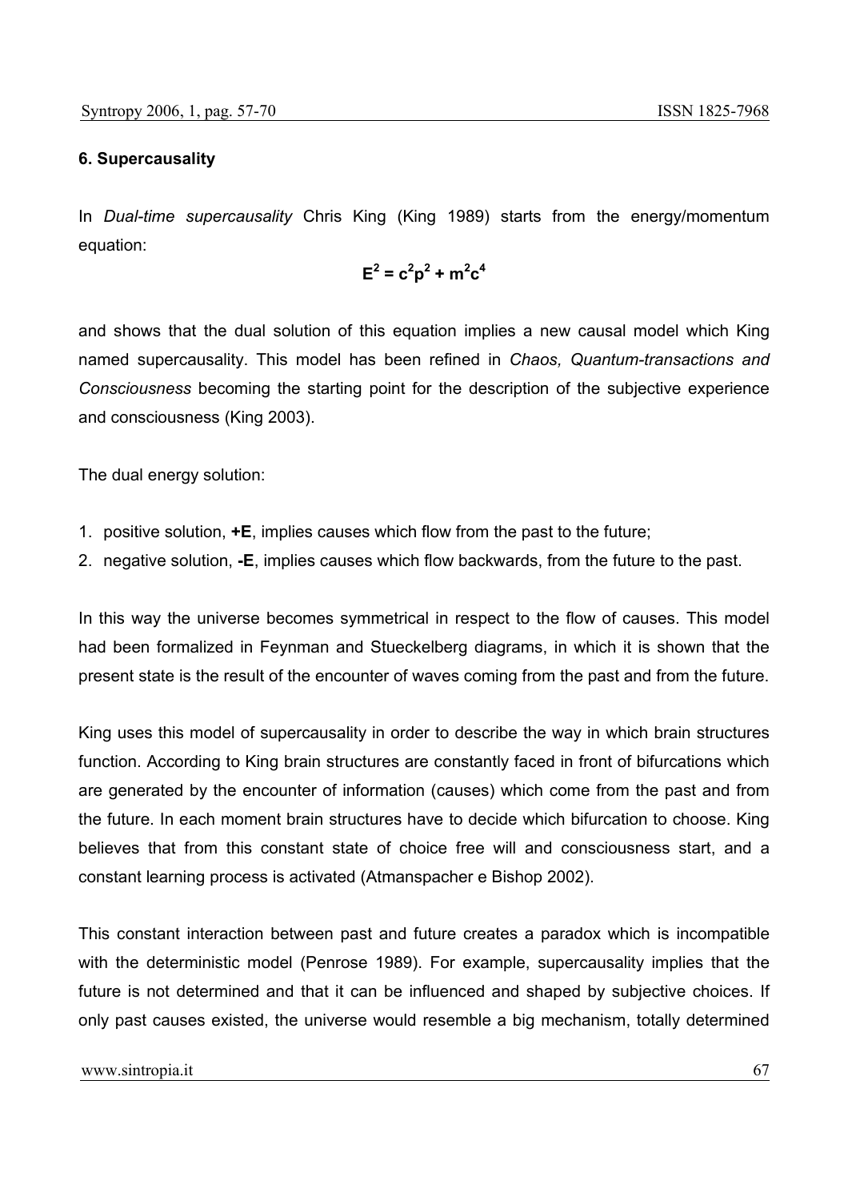### 6. Supercausality

In *Dual-time supercausality* Chris King (King 1989) starts from the energy/momentum equation:

$$E^2 = c^2p^2 + m^2c^4$$

and shows that the dual solution of this equation implies a new causal model which King named supercausality. This model has been refined in *Chaos, Quantum-transactions and Consciousness* becoming the starting point for the description of the subjective experience and consciousness (King 2003).

The dual energy solution:

1. positive solution, **+E**, implies causes which flow from the past to the future;
2. negative solution, **-E**, implies causes which flow backwards, from the future to the past.

In this way the universe becomes symmetrical in respect to the flow of causes. This model had been formalized in Feynman and Stueckelberg diagrams, in which it is shown that the present state is the result of the encounter of waves coming from the past and from the future.

King uses this model of supercausality in order to describe the way in which brain structures function. According to King brain structures are constantly faced in front of bifurcations which are generated by the encounter of information (causes) which come from the past and from the future. In each moment brain structures have to decide which bifurcation to choose. King believes that from this constant state of choice free will and consciousness start, and a constant learning process is activated (Atmanspacher e Bishop 2002).

This constant interaction between past and future creates a paradox which is incompatible with the deterministic model (Penrose 1989). For example, supercausality implies that the future is not determined and that it can be influenced and shaped by subjective choices. If only past causes existed, the universe would resemble a big mechanism, totally determined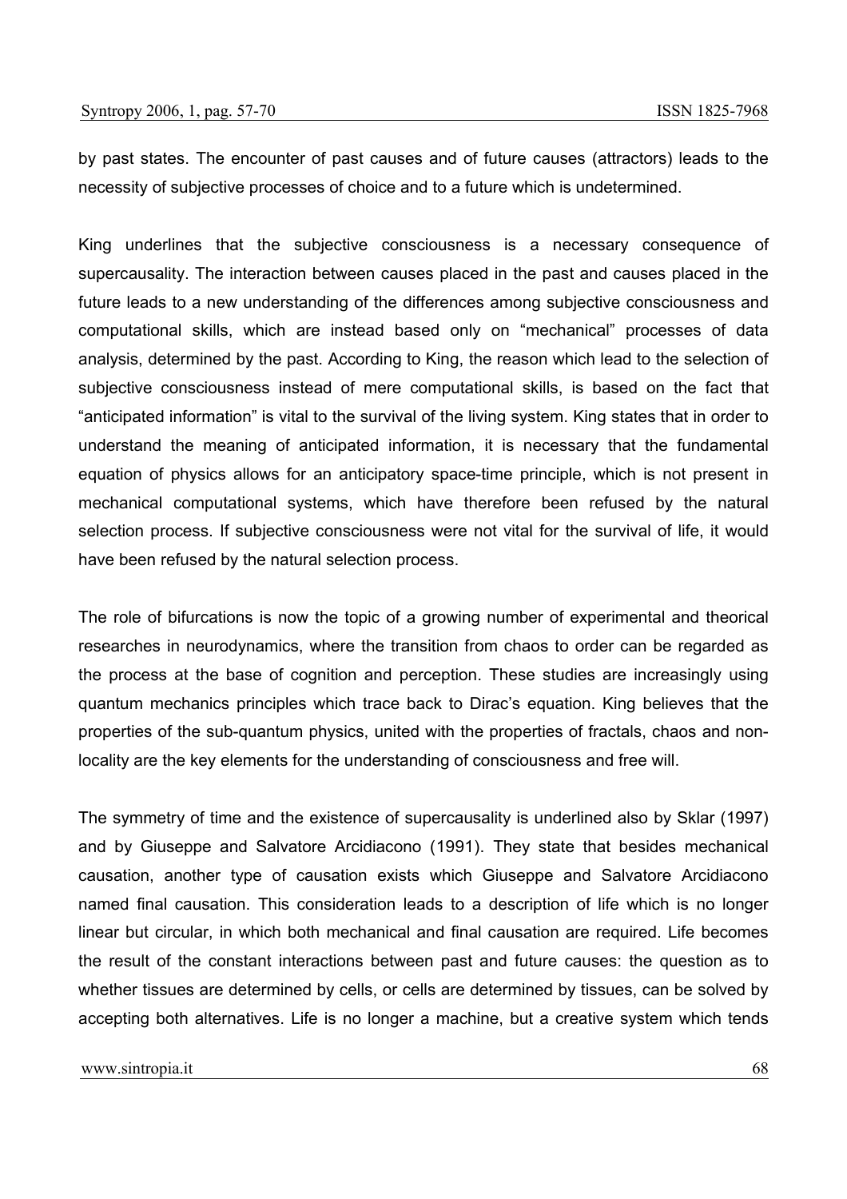by past states. The encounter of past causes and of future causes (attractors) leads to the necessity of subjective processes of choice and to a future which is undetermined.

King underlines that the subjective consciousness is a necessary consequence of supercausality. The interaction between causes placed in the past and causes placed in the future leads to a new understanding of the differences among subjective consciousness and computational skills, which are instead based only on "mechanical" processes of data analysis, determined by the past. According to King, the reason which lead to the selection of subjective consciousness instead of mere computational skills, is based on the fact that "anticipated information" is vital to the survival of the living system. King states that in order to understand the meaning of anticipated information, it is necessary that the fundamental equation of physics allows for an anticipatory space-time principle, which is not present in mechanical computational systems, which have therefore been refused by the natural selection process. If subjective consciousness were not vital for the survival of life, it would have been refused by the natural selection process.

The role of bifurcations is now the topic of a growing number of experimental and theorical researches in neurodynamics, where the transition from chaos to order can be regarded as the process at the base of cognition and perception. These studies are increasingly using quantum mechanics principles which trace back to Dirac's equation. King believes that the properties of the sub-quantum physics, united with the properties of fractals, chaos and non-locality are the key elements for the understanding of consciousness and free will.

The symmetry of time and the existence of supercausality is underlined also by Sklar (1997) and by Giuseppe and Salvatore Arcidiacono (1991). They state that besides mechanical causation, another type of causation exists which Giuseppe and Salvatore Arcidiacono named final causation. This consideration leads to a description of life which is no longer linear but circular, in which both mechanical and final causation are required. Life becomes the result of the constant interactions between past and future causes: the question as to whether tissues are determined by cells, or cells are determined by tissues, can be solved by accepting both alternatives. Life is no longer a machine, but a creative system which tends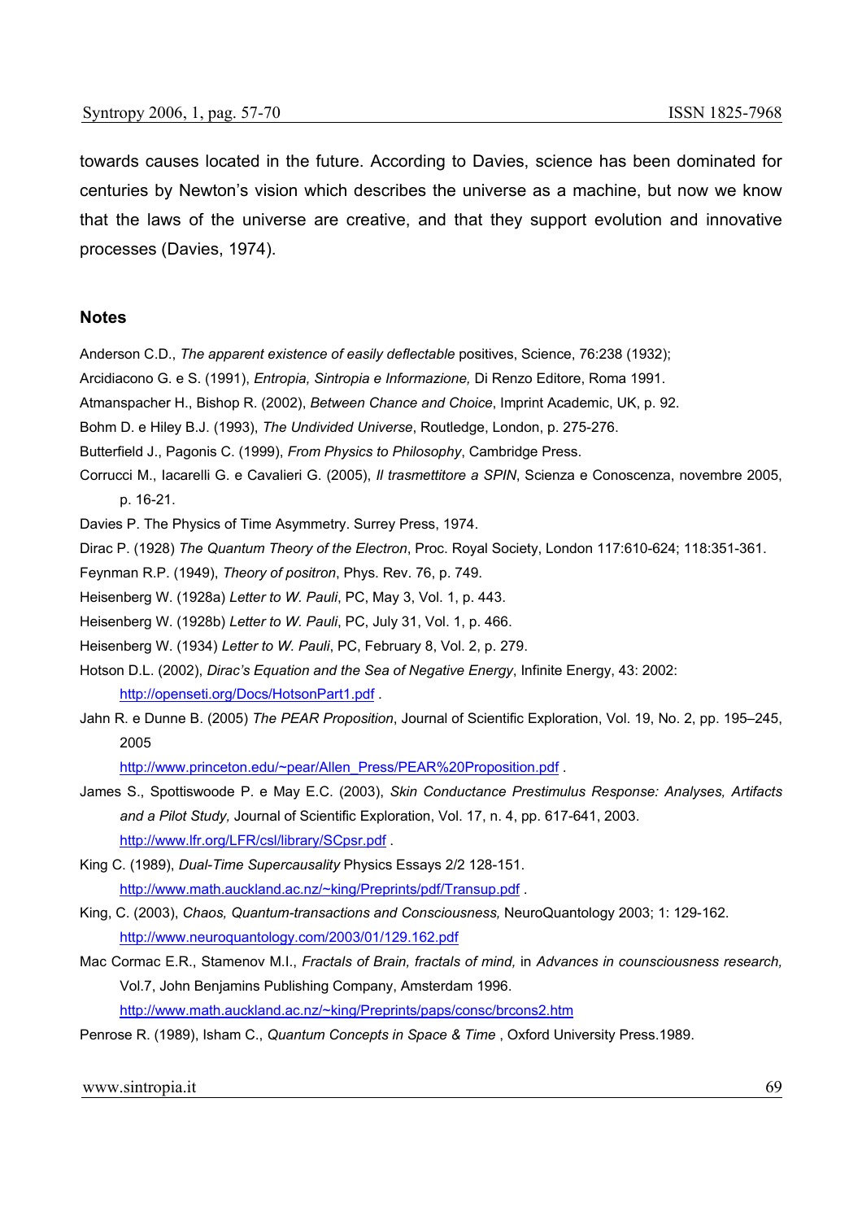towards causes located in the future. According to Davies, science has been dominated for centuries by Newton's vision which describes the universe as a machine, but now we know that the laws of the universe are creative, and that they support evolution and innovative processes (Davies, 1974).

## Notes

Anderson C.D., *The apparent existence of easily deflectable* positives, Science, 76:238 (1932);

Arcidiacono G. e S. (1991), *Entropia, Sintropia e Informazione,* Di Renzo Editore, Roma 1991.

Atmanspacher H., Bishop R. (2002), *Between Chance and Choice*, Imprint Academic, UK, p. 92.

Bohm D. e Hiley B.J. (1993), *The Undivided Universe*, Routledge, London, p. 275-276.

Butterfield J., Pagonis C. (1999), *From Physics to Philosophy*, Cambridge Press.

Corrucci M., Iacarelli G. e Cavalieri G. (2005), *Il trasmettitore a SPIN*, Scienza e Conoscenza, novembre 2005, p. 16-21.

Davies P. The Physics of Time Asymmetry. Surrey Press, 1974.

Dirac P. (1928) *The Quantum Theory of the Electron*, Proc. Royal Society, London 117:610-624; 118:351-361.

Feynman R.P. (1949), *Theory of positron*, Phys. Rev. 76, p. 749.

Heisenberg W. (1928a) *Letter to W. Pauli*, PC, May 3, Vol. 1, p. 443.

Heisenberg W. (1928b) *Letter to W. Pauli*, PC, July 31, Vol. 1, p. 466.

Heisenberg W. (1934) *Letter to W. Pauli*, PC, February 8, Vol. 2, p. 279.

Hotson D.L. (2002), *Dirac's Equation and the Sea of Negative Energy*, Infinite Energy, 43: 2002: http://openseti.org/Docs/HotsonPart1.pdf .

Jahn R. e Dunne B. (2005) *The PEAR Proposition*, Journal of Scientific Exploration, Vol. 19, No. 2, pp. 195–245, 2005 http://www.princeton.edu/~pear/Allen_Press/PEAR%20Proposition.pdf .

James S., Spottiswoode P. e May E.C. (2003), *Skin Conductance Prestimulus Response: Analyses, Artifacts and a Pilot Study,* Journal of Scientific Exploration, Vol. 17, n. 4, pp. 617-641, 2003. http://www.lfr.org/LFR/csl/library/SCpsr.pdf .

King C. (1989), *Dual-Time Supercausality* Physics Essays 2/2 128-151. http://www.math.auckland.ac.nz/~king/Preprints/pdf/Transup.pdf .

King, C. (2003), *Chaos, Quantum-transactions and Consciousness,* NeuroQuantology 2003; 1: 129-162. http://www.neuroquantology.com/2003/01/129.162.pdf

Mac Cormac E.R., Stamenov M.I., *Fractals of Brain, fractals of mind,* in *Advances in counsciousness research,* Vol.7, John Benjamins Publishing Company, Amsterdam 1996. http://www.math.auckland.ac.nz/~king/Preprints/paps/consc/brcons2.htm

Penrose R. (1989), Isham C., *Quantum Concepts in Space & Time* , Oxford University Press.1989.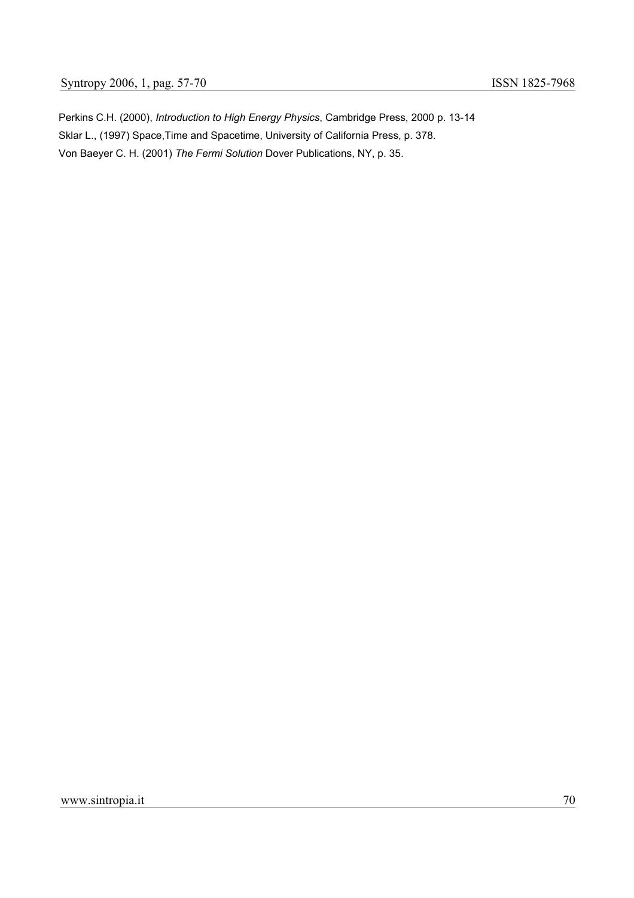Perkins C.H. (2000), *Introduction to High Energy Physics*, Cambridge Press, 2000 p. 13-14

Sklar L., (1997) Space,Time and Spacetime, University of California Press, p. 378.

Von Baeyer C. H. (2001) *The Fermi Solution* Dover Publications, NY, p. 35.